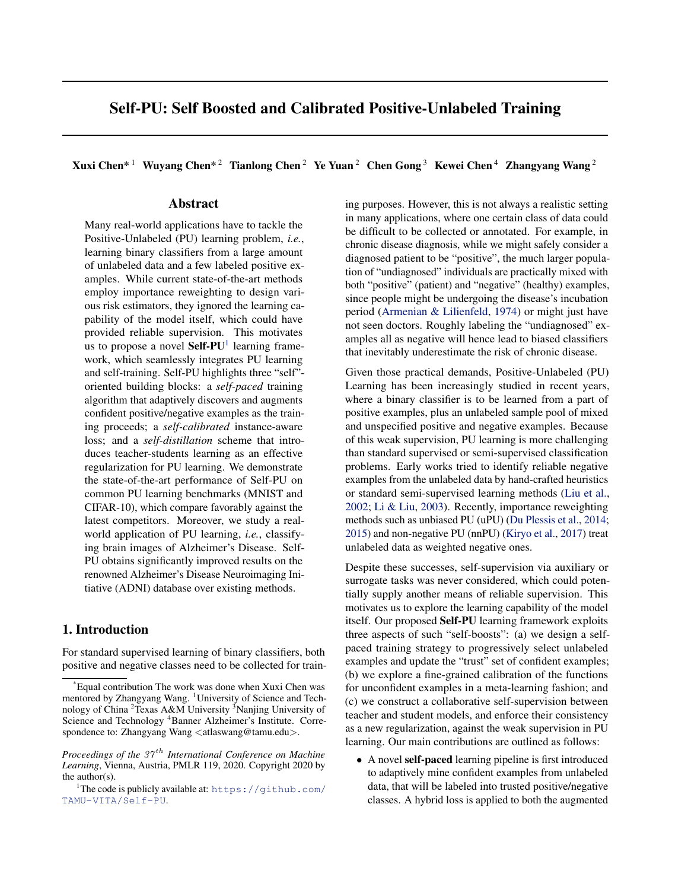# Self-PU: Self Boosted and Calibrated Positive-Unlabeled Training

**Xuxi Chen*[1] Wuyang Chen*[2] Tianlong Chen[2] Ye Yuan[2] Chen Gong[3] Kewei Chen[4] Zhangyang Wang[2]**

## Abstract

Many real-world applications have to tackle the Positive-Unlabeled (PU) learning problem, *i.e.*, learning binary classifiers from a large amount of unlabeled data and a few labeled positive examples. While current state-of-the-art methods employ importance reweighting to design various risk estimators, they ignored the learning capability of the model itself, which could have provided reliable supervision. This motivates us to propose a novel **Self-PU**[1] learning framework, which seamlessly integrates PU learning and self-training. Self-PU highlights three "self"-oriented building blocks: a *self-paced* training algorithm that adaptively discovers and augments confident positive/negative examples as the training proceeds; a *self-calibrated* instance-aware loss; and a *self-distillation* scheme that introduces teacher-students learning as an effective regularization for PU learning. We demonstrate the state-of-the-art performance of Self-PU on common PU learning benchmarks (MNIST and CIFAR-10), which compare favorably against the latest competitors. Moreover, we study a real-world application of PU learning, *i.e.*, classifying brain images of Alzheimer's Disease. Self-PU obtains significantly improved results on the renowned Alzheimer's Disease Neuroimaging Initiative (ADNI) database over existing methods.

## 1. Introduction

For standard supervised learning of binary classifiers, both positive and negative classes need to be collected for training purposes. However, this is not always a realistic setting in many applications, where one certain class of data could be difficult to be collected or annotated. For example, in chronic disease diagnosis, while we might safely consider a diagnosed patient to be "positive", the much larger population of "undiagnosed" individuals are practically mixed with both "positive" (patient) and "negative" (healthy) examples, since people might be undergoing the disease's incubation period (Armenian & Lilienfeld, 1974) or might just have not seen doctors. Roughly labeling the "undiagnosed" examples all as negative will hence lead to biased classifiers that inevitably underestimate the risk of chronic disease.

Given those practical demands, Positive-Unlabeled (PU) Learning has been increasingly studied in recent years, where a binary classifier is to be learned from a part of positive examples, plus an unlabeled sample pool of mixed and unspecified positive and negative examples. Because of this weak supervision, PU learning is more challenging than standard supervised or semi-supervised classification problems. Early works tried to identify reliable negative examples from the unlabeled data by hand-crafted heuristics or standard semi-supervised learning methods (Liu et al., 2002; Li & Liu, 2003). Recently, importance reweighting methods such as unbiased PU (uPU) (Du Plessis et al., 2014; 2015) and non-negative PU (nnPU) (Kiryo et al., 2017) treat unlabeled data as weighted negative ones.

Despite these successes, self-supervision via auxiliary or surrogate tasks was never considered, which could potentially supply another means of reliable supervision. This motivates us to explore the learning capability of the model itself. Our proposed **Self-PU** learning framework exploits three aspects of such "self-boosts": (a) we design a self-paced training strategy to progressively select unlabeled examples and update the "trust" set of confident examples; (b) we explore a fine-grained calibration of the functions for unconfident examples in a meta-learning fashion; and (c) we construct a collaborative self-supervision between teacher and student models, and enforce their consistency as a new regularization, against the weak supervision in PU learning. Our main contributions are outlined as follows:

- A novel **self-paced** learning pipeline is first introduced to adaptively mine confident examples from unlabeled data, that will be labeled into trusted positive/negative classes. A hybrid loss is applied to both the augmented

---

*Equal contribution The work was done when Xuxi Chen was mentored by Zhangyang Wang. [1]University of Science and Technology of China [2]Texas A&M University [3]Nanjing University of Science and Technology [4]Banner Alzheimer's Institute. Correspondence to: Zhangyang Wang <atlaswang@tamu.edu>.

*Proceedings of the 37th International Conference on Machine Learning*, Vienna, Austria, PMLR 119, 2020. Copyright 2020 by the author(s).

[1]The code is publicly available at: https://github.com/TAMU-VITA/Self-PU.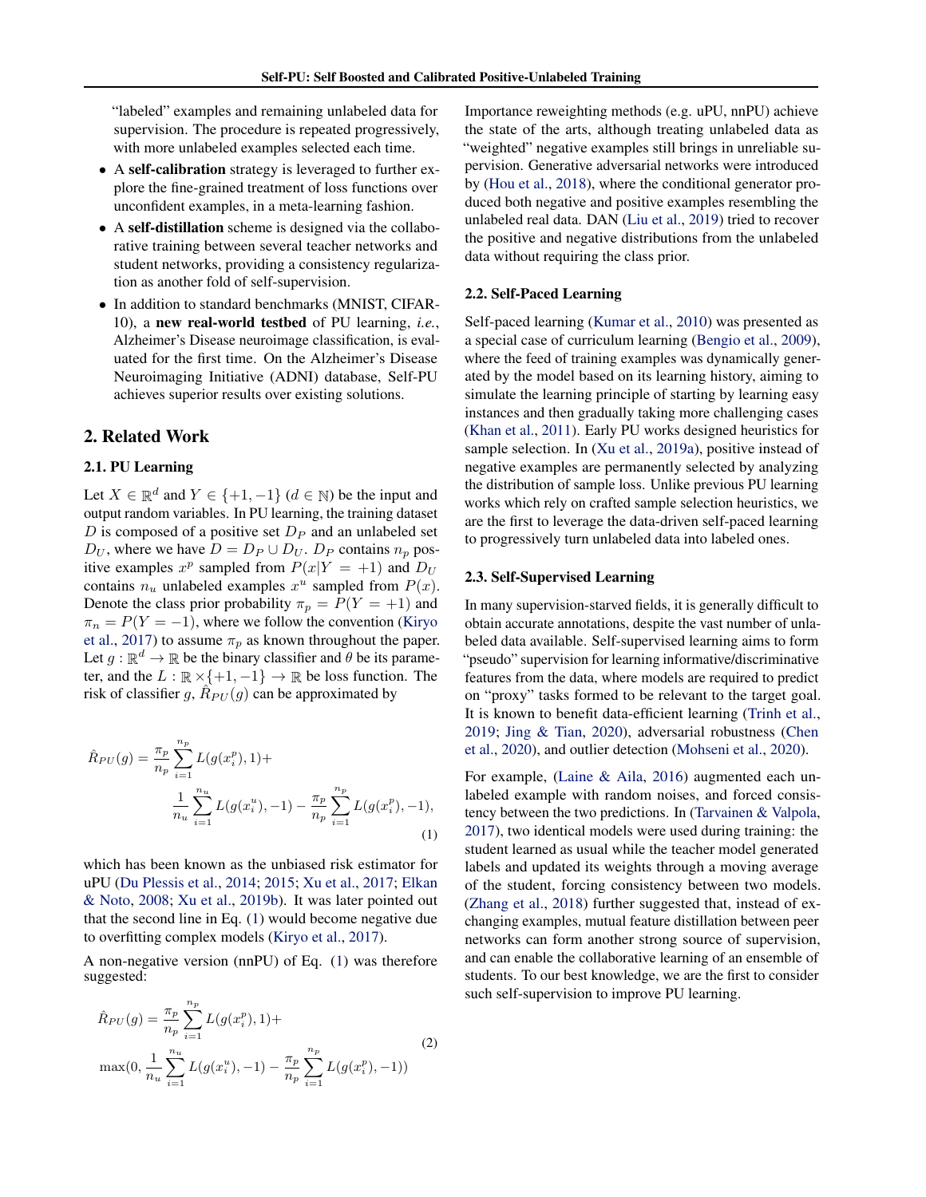"labeled" examples and remaining unlabeled data for supervision. The procedure is repeated progressively, with more unlabeled examples selected each time.

- A **self-calibration** strategy is leveraged to further explore the fine-grained treatment of loss functions over unconfident examples, in a meta-learning fashion.
- A **self-distillation** scheme is designed via the collaborative training between several teacher networks and student networks, providing a consistency regularization as another fold of self-supervision.
- In addition to standard benchmarks (MNIST, CIFAR-10), a **new real-world testbed** of PU learning, *i.e.*, Alzheimer's Disease neuroimage classification, is evaluated for the first time. On the Alzheimer's Disease Neuroimaging Initiative (ADNI) database, Self-PU achieves superior results over existing solutions.

## 2. Related Work

### 2.1. PU Learning

Let $X \in \mathbb{R}^d$ and $Y \in \{+1, -1\}$ ($d \in \mathbb{N}$) be the input and output random variables. In PU learning, the training dataset $D$ is composed of a positive set $D_P$ and an unlabeled set $D_U$, where we have $D = D_P \cup D_U$. $D_P$ contains $n_p$ positive examples $x^p$ sampled from $P(x|Y = +1)$ and $D_U$ contains $n_u$ unlabeled examples $x^u$ sampled from $P(x)$. Denote the class prior probability $\pi_p = P(Y = +1)$ and $\pi_n = P(Y = -1)$, where we follow the convention (Kiryo et al., 2017) to assume $\pi_p$ as known throughout the paper. Let $g : \mathbb{R}^d \to \mathbb{R}$ be the binary classifier and $\theta$ be its parameter, and the $L : \mathbb{R} \times \{+1, -1\} \to \mathbb{R}$ be loss function. The risk of classifier $g$, $\hat{R}_{PU}(g)$ can be approximated by

$$\hat{R}_{PU}(g) = \frac{\pi_p}{n_p}\sum_{i=1}^{n_p} L(g(x_i^p), 1) + \frac{1}{n_u}\sum_{i=1}^{n_u} L(g(x_i^u), -1) - \frac{\pi_p}{n_p}\sum_{i=1}^{n_p} L(g(x_i^p), -1), \tag{1}$$

which has been known as the unbiased risk estimator for uPU (Du Plessis et al., 2014; 2015; Xu et al., 2017; Elkan & Noto, 2008; Xu et al., 2019b). It was later pointed out that the second line in Eq. (1) would become negative due to overfitting complex models (Kiryo et al., 2017).

A non-negative version (nnPU) of Eq. (1) was therefore suggested:

$$\hat{R}_{PU}(g) = \frac{\pi_p}{n_p}\sum_{i=1}^{n_p} L(g(x_i^p), 1) + \max\left(0, \frac{1}{n_u}\sum_{i=1}^{n_u} L(g(x_i^u), -1) - \frac{\pi_p}{n_p}\sum_{i=1}^{n_p} L(g(x_i^p), -1)\right) \tag{2}$$

Importance reweighting methods (e.g. uPU, nnPU) achieve the state of the arts, although treating unlabeled data as "weighted" negative examples still brings in unreliable supervision. Generative adversarial networks were introduced by (Hou et al., 2018), where the conditional generator produced both negative and positive examples resembling the unlabeled real data. DAN (Liu et al., 2019) tried to recover the positive and negative distributions from the unlabeled data without requiring the class prior.

### 2.2. Self-Paced Learning

Self-paced learning (Kumar et al., 2010) was presented as a special case of curriculum learning (Bengio et al., 2009), where the feed of training examples was dynamically generated by the model based on its learning history, aiming to simulate the learning principle of starting by learning easy instances and then gradually taking more challenging cases (Khan et al., 2011). Early PU works designed heuristics for sample selection. In (Xu et al., 2019a), positive instead of negative examples are permanently selected by analyzing the distribution of sample loss. Unlike previous PU learning works which rely on crafted sample selection heuristics, we are the first to leverage the data-driven self-paced learning to progressively turn unlabeled data into labeled ones.

### 2.3. Self-Supervised Learning

In many supervision-starved fields, it is generally difficult to obtain accurate annotations, despite the vast number of unlabeled data available. Self-supervised learning aims to form "pseudo" supervision for learning informative/discriminative features from the data, where models are required to predict on "proxy" tasks formed to be relevant to the target goal. It is known to benefit data-efficient learning (Trinh et al., 2019; Jing & Tian, 2020), adversarial robustness (Chen et al., 2020), and outlier detection (Mohseni et al., 2020).

For example, (Laine & Aila, 2016) augmented each unlabeled example with random noises, and forced consistency between the two predictions. In (Tarvainen & Valpola, 2017), two identical models were used during training: the student learned as usual while the teacher model generated labels and updated its weights through a moving average of the student, forcing consistency between two models. (Zhang et al., 2018) further suggested that, instead of exchanging examples, mutual feature distillation between peer networks can form another strong source of supervision, and can enable the collaborative learning of an ensemble of students. To our best knowledge, we are the first to consider such self-supervision to improve PU learning.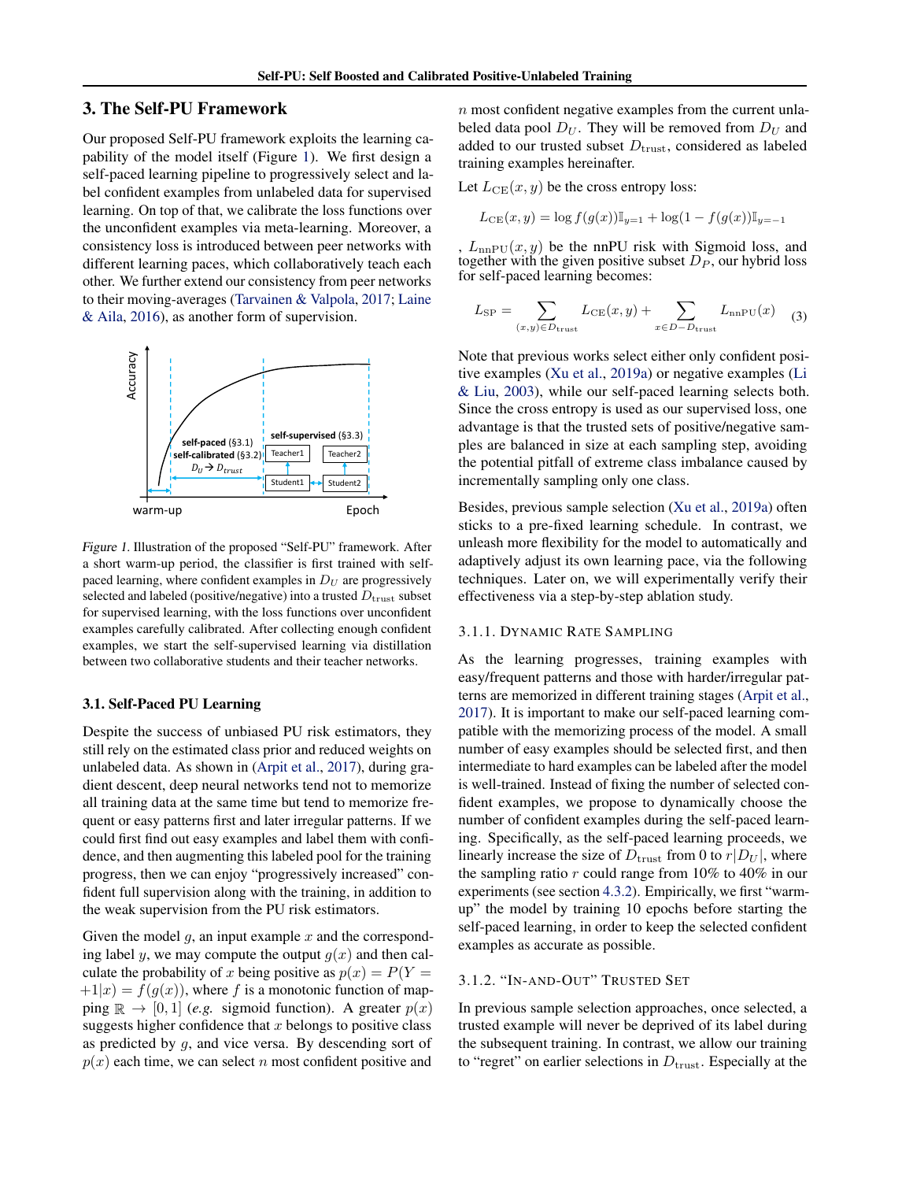## 3. The Self-PU Framework

Our proposed Self-PU framework exploits the learning capability of the model itself (Figure 1). We first design a self-paced learning pipeline to progressively select and label confident examples from unlabeled data for supervised learning. On top of that, we calibrate the loss functions over the unconfident examples via meta-learning. Moreover, a consistency loss is introduced between peer networks with different learning paces, which collaboratively teach each other. We further extend our consistency from peer networks to their moving-averages (Tarvainen & Valpola, 2017; Laine & Aila, 2016), as another form of supervision.

*Figure 1.* Illustration of the proposed "Self-PU" framework. After a short warm-up period, the classifier is first trained with self-paced learning, where confident examples in $D_U$ are progressively selected and labeled (positive/negative) into a trusted $D_{\text{trust}}$ subset for supervised learning, with the loss functions over unconfident examples carefully calibrated. After collecting enough confident examples, we start the self-supervised learning via distillation between two collaborative students and their teacher networks.

### 3.1. Self-Paced PU Learning

Despite the success of unbiased PU risk estimators, they still rely on the estimated class prior and reduced weights on unlabeled data. As shown in (Arpit et al., 2017), during gradient descent, deep neural networks tend not to memorize all training data at the same time but tend to memorize frequent or easy patterns first and later irregular patterns. If we could first find out easy examples and label them with confidence, and then augmenting this labeled pool for the training progress, then we can enjoy "progressively increased" confident full supervision along with the training, in addition to the weak supervision from the PU risk estimators.

Given the model $g$, an input example $x$ and the corresponding label $y$, we may compute the output $g(x)$ and then calculate the probability of $x$ being positive as $p(x) = P(Y = +1|x) = f(g(x))$, where $f$ is a monotonic function of mapping $\mathbb{R} \to [0, 1]$ (*e.g.* sigmoid function). A greater $p(x)$ suggests higher confidence that $x$ belongs to positive class as predicted by $g$, and vice versa. By descending sort of $p(x)$ each time, we can select $n$ most confident positive and $n$ most confident negative examples from the current unlabeled data pool $D_U$. They will be removed from $D_U$ and added to our trusted subset $D_{\text{trust}}$, considered as labeled training examples hereinafter.

Let $L_{\text{CE}}(x, y)$ be the cross entropy loss:

$$L_{\text{CE}}(x, y) = \log f(g(x))\mathbb{I}_{y=1} + \log(1 - f(g(x))\mathbb{I}_{y=-1}$$

, $L_{\text{nnPU}}(x, y)$ be the nnPU risk with Sigmoid loss, and together with the given positive subset $D_P$, our hybrid loss for self-paced learning becomes:

$$L_{\text{SP}} = \sum_{(x,y)\in D_{\text{trust}}} L_{\text{CE}}(x, y) + \sum_{x\in D-D_{\text{trust}}} L_{\text{nnPU}}(x) \tag{3}$$

Note that previous works select either only confident positive examples (Xu et al., 2019a) or negative examples (Li & Liu, 2003), while our self-paced learning selects both. Since the cross entropy is used as our supervised loss, one advantage is that the trusted sets of positive/negative samples are balanced in size at each sampling step, avoiding the potential pitfall of extreme class imbalance caused by incrementally sampling only one class.

Besides, previous sample selection (Xu et al., 2019a) often sticks to a pre-fixed learning schedule. In contrast, we unleash more flexibility for the model to automatically and adaptively adjust its own learning pace, via the following techniques. Later on, we will experimentally verify their effectiveness via a step-by-step ablation study.

#### 3.1.1. Dynamic Rate Sampling

As the learning progresses, training examples with easy/frequent patterns and those with harder/irregular patterns are memorized in different training stages (Arpit et al., 2017). It is important to make our self-paced learning compatible with the memorizing process of the model. A small number of easy examples should be selected first, and then intermediate to hard examples can be labeled after the model is well-trained. Instead of fixing the number of selected confident examples, we propose to dynamically choose the number of confident examples during the self-paced learning. Specifically, as the self-paced learning proceeds, we linearly increase the size of $D_{\text{trust}}$ from 0 to $r|D_U|$, where the sampling ratio $r$ could range from 10% to 40% in our experiments (see section 4.3.2). Empirically, we first "warm-up" the model by training 10 epochs before starting the self-paced learning, in order to keep the selected confident examples as accurate as possible.

#### 3.1.2. "In-and-Out" Trusted Set

In previous sample selection approaches, once selected, a trusted example will never be deprived of its label during the subsequent training. In contrast, we allow our training to "regret" on earlier selections in $D_{\text{trust}}$. Especially at the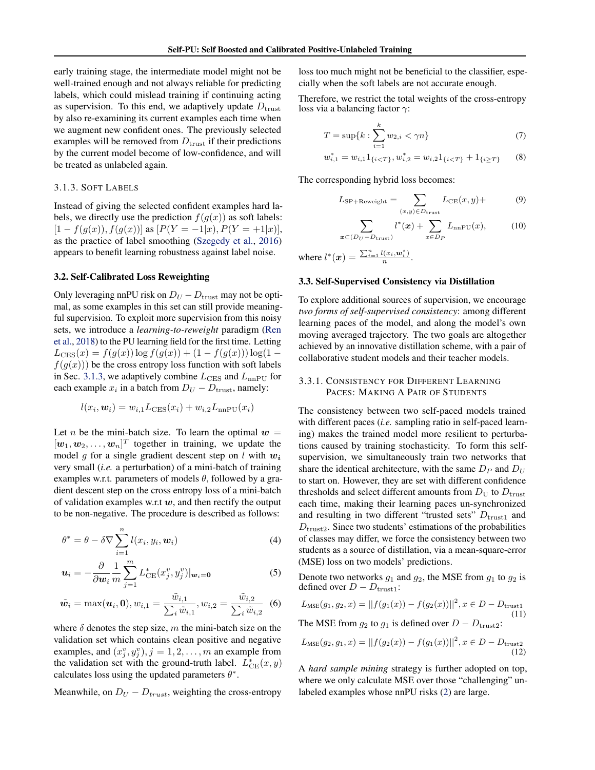early training stage, the intermediate model might not be well-trained enough and not always reliable for predicting labels, which could mislead training if continuing acting as supervision. To this end, we adaptively update $D_{\text{trust}}$ by also re-examining its current examples each time when we augment new confident ones. The previously selected examples will be removed from $D_{\text{trust}}$ if their predictions by the current model become of low-confidence, and will be treated as unlabeled again.

#### 3.1.3. Soft Labels

Instead of giving the selected confident examples hard labels, we directly use the prediction $f(g(x))$ as soft labels: $[1 - f(g(x)), f(g(x))]$ as $[P(Y = -1|x), P(Y = +1|x)]$, as the practice of label smoothing (Szegedy et al., 2016) appears to benefit learning robustness against label noise.

### 3.2. Self-Calibrated Loss Reweighting

Only leveraging nnPU risk on $D_U - D_{\text{trust}}$ may not be optimal, as some examples in this set can still provide meaningful supervision. To exploit more supervision from this noisy sets, we introduce a *learning-to-reweight* paradigm (Ren et al., 2018) to the PU learning field for the first time. Letting $L_{\text{CES}}(x) = f(g(x)) \log f(g(x)) + (1 - f(g(x))) \log(1 - f(g(x)))$ be the cross entropy loss function with soft labels in Sec. 3.1.3, we adaptively combine $L_{\text{CES}}$ and $L_{\text{nnPU}}$ for each example $x_i$ in a batch from $D_U - D_{\text{trust}}$, namely:

$$l(x_i, \boldsymbol{w}_i) = w_{i,1} L_{\text{CES}}(x_i) + w_{i,2} L_{\text{nnPU}}(x_i)$$

Let $n$ be the mini-batch size. To learn the optimal $\boldsymbol{w} = [\boldsymbol{w}_1, \boldsymbol{w}_2, \ldots, \boldsymbol{w}_n]^T$ together in training, we update the model $g$ for a single gradient descent step on $l$ with $\boldsymbol{w_i}$ very small (*i.e.* a perturbation) of a mini-batch of training examples w.r.t. parameters of models $\theta$, followed by a gradient descent step on the cross entropy loss of a mini-batch of validation examples w.r.t $\boldsymbol{w}$, and then rectify the output to be non-negative. The procedure is described as follows:

$$\theta^* = \theta - \delta \nabla \sum_{i=1}^{n} l(x_i, y_i, \boldsymbol{w}_i) \tag{4}$$

$$\boldsymbol{u}_i = -\frac{\partial}{\partial \boldsymbol{w}_i} \frac{1}{m} \sum_{j=1}^{m} L^*_{\text{CE}}(x^v_j, y^v_j)|_{\boldsymbol{w}_i = \boldsymbol{0}} \tag{5}$$

$$\tilde{\boldsymbol{w}}_i = \max(\boldsymbol{u}_i, \boldsymbol{0}), w_{i,1} = \frac{\tilde{w}_{i,1}}{\sum_i \tilde{w}_{i,1}}, w_{i,2} = \frac{\tilde{w}_{i,2}}{\sum_i \tilde{w}_{i,2}} \tag{6}$$

where $\delta$ denotes the step size, $m$ the mini-batch size on the validation set which contains clean positive and negative examples, and $(x^v_j, y^v_j), j = 1, 2, \ldots, m$ an example from the validation set with the ground-truth label. $L^*_{\text{CE}}(x, y)$ calculates loss using the updated parameters $\theta^*$.

Meanwhile, on $D_U - D_{trust}$, weighting the cross-entropy loss too much might not be beneficial to the classifier, especially when the soft labels are not accurate enough.

Therefore, we restrict the total weights of the cross-entropy loss via a balancing factor $\gamma$:

$$T = \sup\{k : \sum_{i=1}^{k} w_{2,i} < \gamma n\} \tag{7}$$

$$w^*_{i,1} = w_{i,1} 1_{\{i<T\}}, w^*_{i,2} = w_{i,2} 1_{\{i<T\}} + 1_{\{i \geq T\}} \tag{8}$$

The corresponding hybrid loss becomes:

$$L_{\text{SP+Reweight}} = \sum_{(x,y) \in D_{\text{trust}}} L_{\text{CE}}(x, y) + \tag{9}$$

$$\sum_{\boldsymbol{x} \subset (D_U - D_{\text{trust}})} l^*(\boldsymbol{x}) + \sum_{x \in D_P} L_{\text{nnPU}}(x), \tag{10}$$

where $l^*(\boldsymbol{x}) = \frac{\sum_{i=1}^{n} l(x_i, \boldsymbol{w}^*_i)}{n}$.

### 3.3. Self-Supervised Consistency via Distillation

To explore additional sources of supervision, we encourage *two forms of self-supervised consistency*: among different learning paces of the model, and along the model's own moving averaged trajectory. The two goals are altogether achieved by an innovative distillation scheme, with a pair of collaborative student models and their teacher models.

#### 3.3.1. Consistency for Different Learning Paces: Making a Pair of Students

The consistency between two self-paced models trained with different paces (*i.e.* sampling ratio in self-paced learning) makes the trained model more resilient to perturbations caused by training stochasticity. To form this self-supervision, we simultaneously train two networks that share the identical architecture, with the same $D_P$ and $D_U$ to start on. However, they are set with different confidence thresholds and select different amounts from $D_{\text{U}}$ to $D_{\text{trust}}$ each time, making their learning paces un-synchronized and resulting in two different "trusted sets" $D_{\text{trust1}}$ and $D_{\text{trust2}}$. Since two students' estimations of the probabilities of classes may differ, we force the consistency between two students as a source of distillation, via a mean-square-error (MSE) loss on two models' predictions.

Denote two networks $g_1$ and $g_2$, the MSE from $g_1$ to $g_2$ is defined over $D - D_{\text{trust1}}$:

$$L_{\text{MSE}}(g_1, g_2, x) = ||f(g_1(x)) - f(g_2(x))||^2, x \in D - D_{\text{trust1}} \tag{11}$$

The MSE from $g_2$ to $g_1$ is defined over $D - D_{\text{trust2}}$:

$$L_{\text{MSE}}(g_2, g_1, x) = ||f(g_2(x)) - f(g_1(x))||^2, x \in D - D_{\text{trust2}} \tag{12}$$

A *hard sample mining* strategy is further adopted on top, where we only calculate MSE over those "challenging" unlabeled examples whose nnPU risks (2) are large.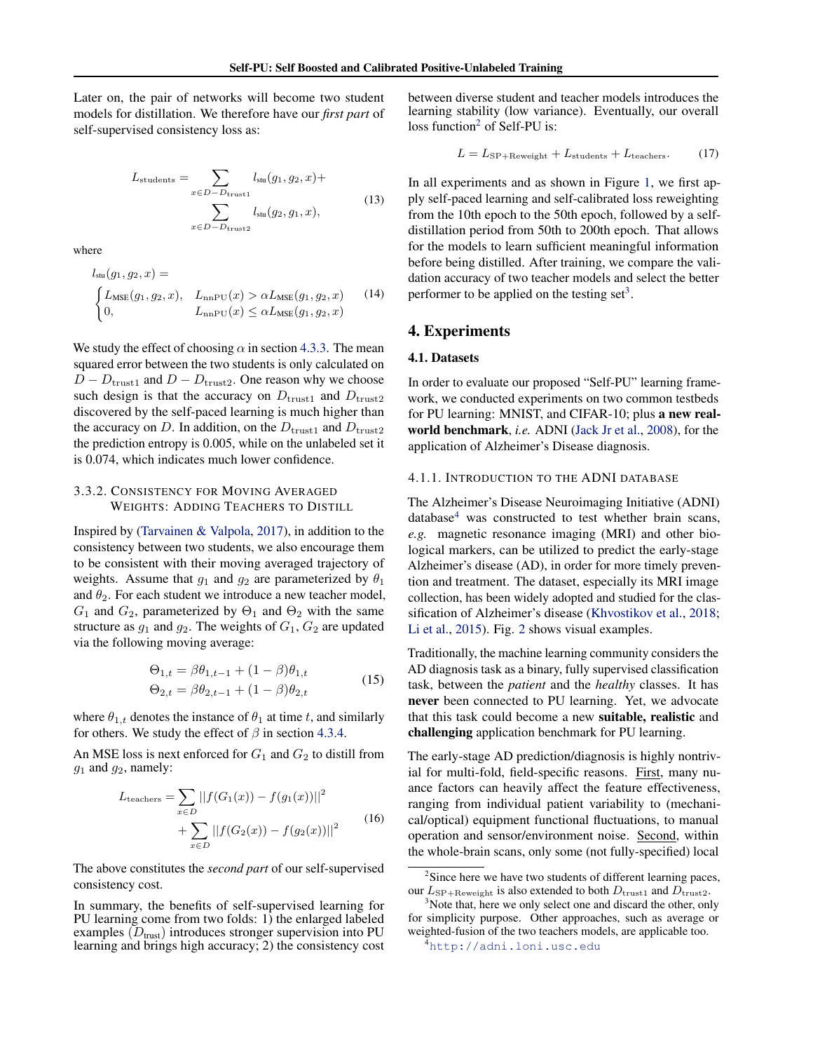Later on, the pair of networks will become two student models for distillation. We therefore have our *first part* of self-supervised consistency loss as:

$$L_{\text{students}} = \sum_{x \in D - D_{\text{trust1}}} l_{\text{stu}}(g_1, g_2, x) + \sum_{x \in D - D_{\text{trust2}}} l_{\text{stu}}(g_2, g_1, x), \tag{13}$$

where

$$l_{\text{stu}}(g_1, g_2, x) = \begin{cases} L_{\text{MSE}}(g_1, g_2, x), & L_{\text{nnPU}}(x) > \alpha L_{\text{MSE}}(g_1, g_2, x) \\ 0, & L_{\text{nnPU}}(x) \leq \alpha L_{\text{MSE}}(g_1, g_2, x) \end{cases} \tag{14}$$

We study the effect of choosing $\alpha$ in section 4.3.3. The mean squared error between the two students is only calculated on $D - D_{\text{trust1}}$ and $D - D_{\text{trust2}}$. One reason why we choose such design is that the accuracy on $D_{\text{trust1}}$ and $D_{\text{trust2}}$ discovered by the self-paced learning is much higher than the accuracy on $D$. In addition, on the $D_{\text{trust1}}$ and $D_{\text{trust2}}$ the prediction entropy is 0.005, while on the unlabeled set it is 0.074, which indicates much lower confidence.

#### 3.3.2. Consistency for Moving Averaged Weights: Adding Teachers to Distill

Inspired by (Tarvainen & Valpola, 2017), in addition to the consistency between two students, we also encourage them to be consistent with their moving averaged trajectory of weights. Assume that $g_1$ and $g_2$ are parameterized by $\theta_1$ and $\theta_2$. For each student we introduce a new teacher model, $G_1$ and $G_2$, parameterized by $\Theta_1$ and $\Theta_2$ with the same structure as $g_1$ and $g_2$. The weights of $G_1$, $G_2$ are updated via the following moving average:

$$\begin{aligned} \Theta_{1,t} &= \beta\theta_{1,t-1} + (1-\beta)\theta_{1,t} \\ \Theta_{2,t} &= \beta\theta_{2,t-1} + (1-\beta)\theta_{2,t} \end{aligned} \tag{15}$$

where $\theta_{1,t}$ denotes the instance of $\theta_1$ at time $t$, and similarly for others. We study the effect of $\beta$ in section 4.3.4.

An MSE loss is next enforced for $G_1$ and $G_2$ to distill from $g_1$ and $g_2$, namely:

$$\begin{aligned} L_{\text{teachers}} = &\sum_{x \in D} ||f(G_1(x)) - f(g_1(x))||^2 \\ &+ \sum_{x \in D} ||f(G_2(x)) - f(g_2(x))||^2 \end{aligned} \tag{16}$$

The above constitutes the *second part* of our self-supervised consistency cost.

In summary, the benefits of self-supervised learning for PU learning come from two folds: 1) the enlarged labeled examples ($D_{\text{trust}}$) introduces stronger supervision into PU learning and brings high accuracy; 2) the consistency cost between diverse student and teacher models introduces the learning stability (low variance). Eventually, our overall loss function[2] of Self-PU is:

$$L = L_{\text{SP+Reweight}} + L_{\text{students}} + L_{\text{teachers}}. \tag{17}$$

In all experiments and as shown in Figure 1, we first apply self-paced learning and self-calibrated loss reweighting from the 10th epoch to the 50th epoch, followed by a self-distillation period from 50th to 200th epoch. That allows for the models to learn sufficient meaningful information before being distilled. After training, we compare the validation accuracy of two teacher models and select the better performer to be applied on the testing set[3].

## 4. Experiments

### 4.1. Datasets

In order to evaluate our proposed "Self-PU" learning framework, we conducted experiments on two common testbeds for PU learning: MNIST, and CIFAR-10; plus **a new real-world benchmark**, *i.e.* ADNI (Jack Jr et al., 2008), for the application of Alzheimer's Disease diagnosis.

#### 4.1.1. Introduction to the ADNI database

The Alzheimer's Disease Neuroimaging Initiative (ADNI) database[4] was constructed to test whether brain scans, *e.g.* magnetic resonance imaging (MRI) and other biological markers, can be utilized to predict the early-stage Alzheimer's disease (AD), in order for more timely prevention and treatment. The dataset, especially its MRI image collection, has been widely adopted and studied for the classification of Alzheimer's disease (Khvostikov et al., 2018; Li et al., 2015). Fig. 2 shows visual examples.

Traditionally, the machine learning community considers the AD diagnosis task as a binary, fully supervised classification task, between the *patient* and the *healthy* classes. It has **never** been connected to PU learning. Yet, we advocate that this task could become a new **suitable, realistic** and **challenging** application benchmark for PU learning.

The early-stage AD prediction/diagnosis is highly nontrivial for multi-fold, field-specific reasons. First, many nuance factors can heavily affect the feature effectiveness, ranging from individual patient variability to (mechanical/optical) equipment functional fluctuations, to manual operation and sensor/environment noise. Second, within the whole-brain scans, only some (not fully-specified) local

[2] Since here we have two students of different learning paces, our $L_{\text{SP+Reweight}}$ is also extended to both $D_{\text{trust1}}$ and $D_{\text{trust2}}$.

[3] Note that, here we only select one and discard the other, only for simplicity purpose. Other approaches, such as average or weighted-fusion of the two teachers models, are applicable too.

[4] http://adni.loni.usc.edu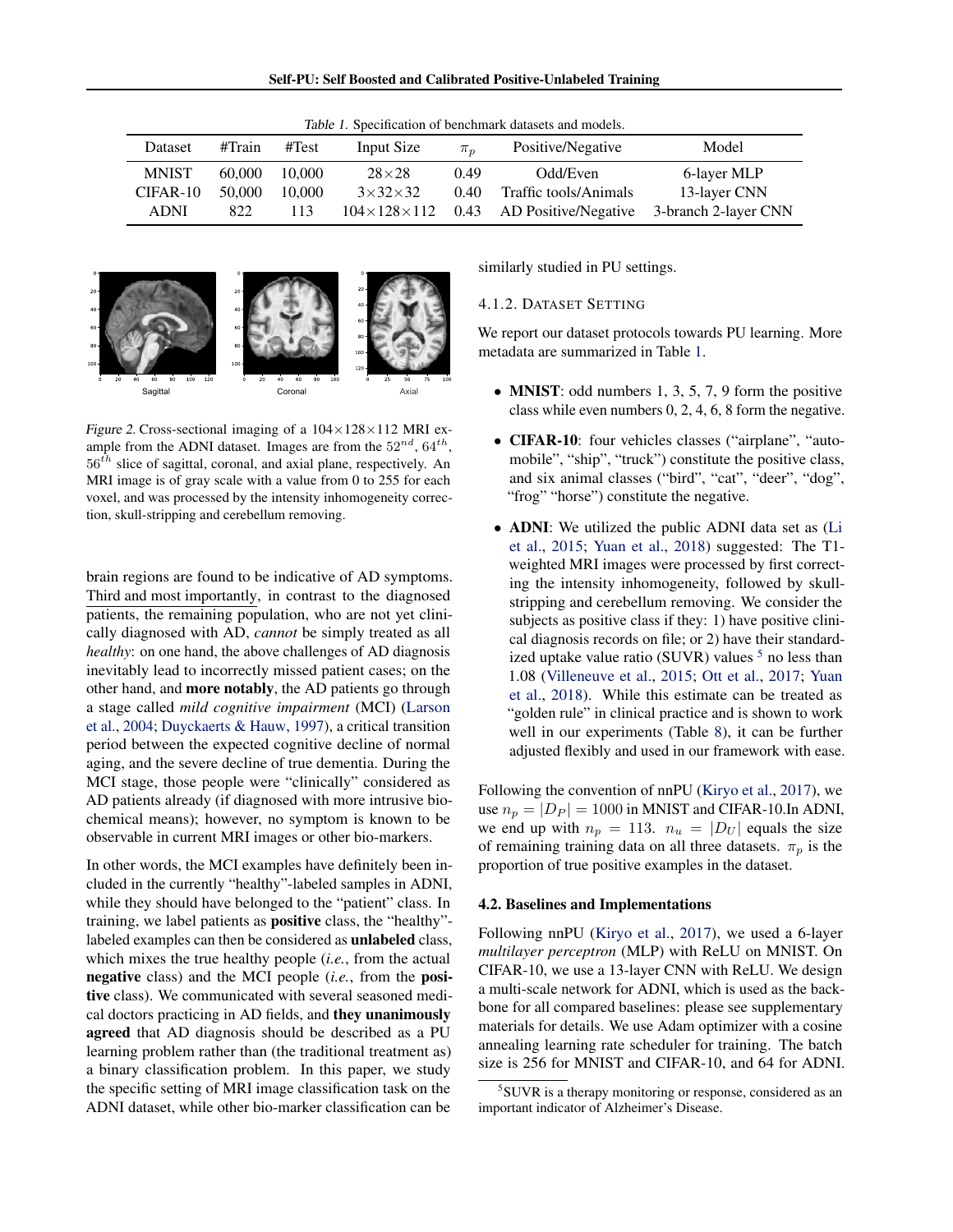Table 1. Specification of benchmark datasets and models.

| Dataset | #Train | #Test | Input Size | $\pi_p$ | Positive/Negative | Model |
|---|---|---|---|---|---|---|
| MNIST | 60,000 | 10,000 | 28×28 | 0.49 | Odd/Even | 6-layer MLP |
| CIFAR-10 | 50,000 | 10,000 | 3×32×32 | 0.40 | Traffic tools/Animals | 13-layer CNN |
| ADNI | 822 | 113 | 104×128×112 | 0.43 | AD Positive/Negative | 3-branch 2-layer CNN |

Figure 2. Cross-sectional imaging of a 104×128×112 MRI example from the ADNI dataset. Images are from the $52^{nd}$, $64^{th}$, $56^{th}$ slice of sagittal, coronal, and axial plane, respectively. An MRI image is of gray scale with a value from 0 to 255 for each voxel, and was processed by the intensity inhomogeneity correction, skull-stripping and cerebellum removing.

brain regions are found to be indicative of AD symptoms. Third and most importantly, in contrast to the diagnosed patients, the remaining population, who are not yet clinically diagnosed with AD, *cannot* be simply treated as all *healthy*: on one hand, the above challenges of AD diagnosis inevitably lead to incorrectly missed patient cases; on the other hand, and **more notably**, the AD patients go through a stage called *mild cognitive impairment* (MCI) (Larson et al., 2004; Duyckaerts & Hauw, 1997), a critical transition period between the expected cognitive decline of normal aging, and the severe decline of true dementia. During the MCI stage, those people were "clinically" considered as AD patients already (if diagnosed with more intrusive biochemical means); however, no symptom is known to be observable in current MRI images or other bio-markers.

In other words, the MCI examples have definitely been included in the currently "healthy"-labeled samples in ADNI, while they should have belonged to the "patient" class. In training, we label patients as **positive** class, the "healthy"-labeled examples can then be considered as **unlabeled** class, which mixes the true healthy people (*i.e.*, from the actual **negative** class) and the MCI people (*i.e.*, from the **positive** class). We communicated with several seasoned medical doctors practicing in AD fields, and **they unanimously agreed** that AD diagnosis should be described as a PU learning problem rather than (the traditional treatment as) a binary classification problem. In this paper, we study the specific setting of MRI image classification task on the ADNI dataset, while other bio-marker classification can be similarly studied in PU settings.

#### 4.1.2. Dataset Setting

We report our dataset protocols towards PU learning. More metadata are summarized in Table 1.

- **MNIST**: odd numbers 1, 3, 5, 7, 9 form the positive class while even numbers 0, 2, 4, 6, 8 form the negative.
- **CIFAR-10**: four vehicles classes ("airplane", "automobile", "ship", "truck") constitute the positive class, and six animal classes ("bird", "cat", "deer", "dog", "frog" "horse") constitute the negative.
- **ADNI**: We utilized the public ADNI data set as (Li et al., 2015; Yuan et al., 2018) suggested: The T1-weighted MRI images were processed by first correcting the intensity inhomogeneity, followed by skull-stripping and cerebellum removing. We consider the subjects as positive class if they: 1) have positive clinical diagnosis records on file; or 2) have their standardized uptake value ratio (SUVR) values [5] no less than 1.08 (Villeneuve et al., 2015; Ott et al., 2017; Yuan et al., 2018). While this estimate can be treated as "golden rule" in clinical practice and is shown to work well in our experiments (Table 8), it can be further adjusted flexibly and used in our framework with ease.

Following the convention of nnPU (Kiryo et al., 2017), we use $n_p = |D_P| = 1000$ in MNIST and CIFAR-10.In ADNI, we end up with $n_p = 113$. $n_u = |D_U|$ equals the size of remaining training data on all three datasets. $\pi_p$ is the proportion of true positive examples in the dataset.

### 4.2. Baselines and Implementations

Following nnPU (Kiryo et al., 2017), we used a 6-layer *multilayer perceptron* (MLP) with ReLU on MNIST. On CIFAR-10, we use a 13-layer CNN with ReLU. We design a multi-scale network for ADNI, which is used as the backbone for all compared baselines: please see supplementary materials for details. We use Adam optimizer with a cosine annealing learning rate scheduler for training. The batch size is 256 for MNIST and CIFAR-10, and 64 for ADNI.

[5] SUVR is a therapy monitoring or response, considered as an important indicator of Alzheimer's Disease.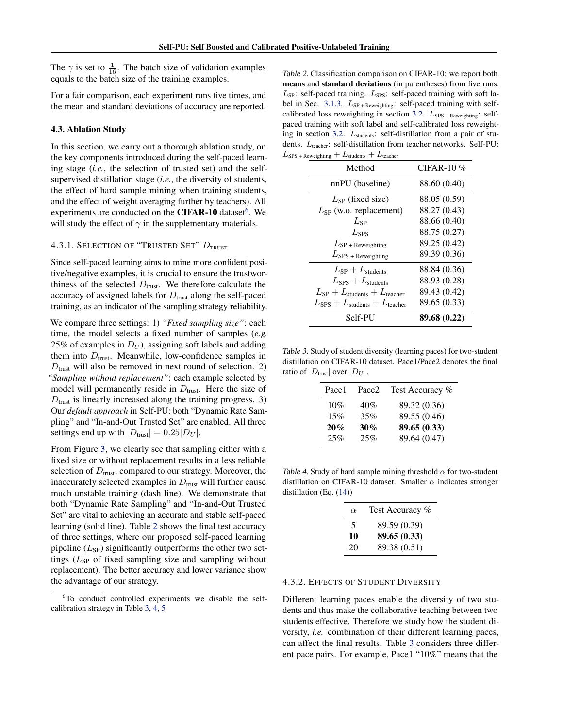The $\gamma$ is set to $\frac{1}{16}$. The batch size of validation examples equals to the batch size of the training examples.

For a fair comparison, each experiment runs five times, and the mean and standard deviations of accuracy are reported.

### 4.3. Ablation Study

In this section, we carry out a thorough ablation study, on the key components introduced during the self-paced learning stage (*i.e.*, the selection of trusted set) and the self-supervised distillation stage (*i.e.*, the diversity of students, the effect of hard sample mining when training students, and the effect of weight averaging further by teachers). All experiments are conducted on the **CIFAR-10** dataset[6]. We will study the effect of $\gamma$ in the supplementary materials.

#### 4.3.1. Selection of "Trusted Set" $D_{\text{trust}}$

Since self-paced learning aims to mine more confident positive/negative examples, it is crucial to ensure the trustworthiness of the selected $D_{\text{trust}}$. We therefore calculate the accuracy of assigned labels for $D_{\text{trust}}$ along the self-paced training, as an indicator of the sampling strategy reliability.

We compare three settings: 1) *"Fixed sampling size"*: each time, the model selects a fixed number of samples (*e.g.* 25% of examples in $D_U$), assigning soft labels and adding them into $D_{\text{trust}}$. Meanwhile, low-confidence samples in $D_{\text{trust}}$ will also be removed in next round of selection. 2) *"Sampling without replacement"*: each example selected by model will permanently reside in $D_{\text{trust}}$. Here the size of $D_{\text{trust}}$ is linearly increased along the training progress. 3) Our *default approach* in Self-PU: both "Dynamic Rate Sampling" and "In-and-Out Trusted Set" are enabled. All three settings end up with $|D_{\text{trust}}| = 0.25|D_U|$.

From Figure 3, we clearly see that sampling either with a fixed size or without replacement results in a less reliable selection of $D_{\text{trust}}$, compared to our strategy. Moreover, the inaccurately selected examples in $D_{\text{trust}}$ will further cause much unstable training (dash line). We demonstrate that both "Dynamic Rate Sampling" and "In-and-Out Trusted Set" are vital to achieving an accurate and stable self-paced learning (solid line). Table 2 shows the final test accuracy of three settings, where our proposed self-paced learning pipeline ($L_{\text{SP}}$) significantly outperforms the other two settings ($L_{\text{SP}}$ of fixed sampling size and sampling without replacement). The better accuracy and lower variance show the advantage of our strategy.

[6] To conduct controlled experiments we disable the self-calibration strategy in Table 3, 4, 5

*Table 2.* Classification comparison on CIFAR-10: we report both **means** and **standard deviations** (in parentheses) from five runs. $L_{\text{SP}}$: self-paced training. $L_{\text{SPS}}$: self-paced training with soft label in Sec. 3.1.3. $L_{\text{SP + Reweighting}}$: self-paced training with self-calibrated loss reweighting in section 3.2. $L_{\text{SPS + Reweighting}}$: self-paced training with soft label and self-calibrated loss reweighting in section 3.2. $L_{\text{students}}$: self-distillation from a pair of students. $L_{\text{teacher}}$: self-distillation from teacher networks. Self-PU: $L_{\text{SPS + Reweighting}} + L_{\text{students}} + L_{\text{teacher}}$

| Method | CIFAR-10 % |
|---|---|
| nnPU (baseline) | 88.60 (0.40) |
| $L_{\text{SP}}$ (fixed size) | 88.05 (0.59) |
| $L_{\text{SP}}$ (w.o. replacement) | 88.27 (0.43) |
| $L_{\text{SP}}$ | 88.66 (0.40) |
| $L_{\text{SPS}}$ | 88.75 (0.27) |
| $L_{\text{SP + Reweighting}}$ | 89.25 (0.42) |
| $L_{\text{SPS + Reweighting}}$ | 89.39 (0.36) |
| $L_{\text{SP}} + L_{\text{students}}$ | 88.84 (0.36) |
| $L_{\text{SPS}} + L_{\text{students}}$ | 88.93 (0.28) |
| $L_{\text{SP}} + L_{\text{students}} + L_{\text{teacher}}$ | 89.43 (0.42) |
| $L_{\text{SPS}} + L_{\text{students}} + L_{\text{teacher}}$ | 89.65 (0.33) |
| Self-PU | **89.68 (0.22)** |

*Table 3.* Study of student diversity (learning paces) for two-student distillation on CIFAR-10 dataset. Pace1/Pace2 denotes the final ratio of $|D_{\text{trust}}|$ over $|D_U|$.

| Pace1 | Pace2 | Test Accuracy % |
|---|---|---|
| 10% | 40% | 89.32 (0.36) |
| 15% | 35% | 89.55 (0.46) |
| **20%** | **30%** | **89.65 (0.33)** |
| 25% | 25% | 89.64 (0.47) |

*Table 4.* Study of hard sample mining threshold $\alpha$ for two-student distillation on CIFAR-10 dataset. Smaller $\alpha$ indicates stronger distillation (Eq. (14))

| $\alpha$ | Test Accuracy % |
|---|---|
| 5 | 89.59 (0.39) |
| **10** | **89.65 (0.33)** |
| 20 | 89.38 (0.51) |

#### 4.3.2. Effects of Student Diversity

Different learning paces enable the diversity of two students and thus make the collaborative teaching between two students effective. Therefore we study how the student diversity, *i.e.* combination of their different learning paces, can affect the final results. Table 3 considers three different pace pairs. For example, Pace1 "10%" means that the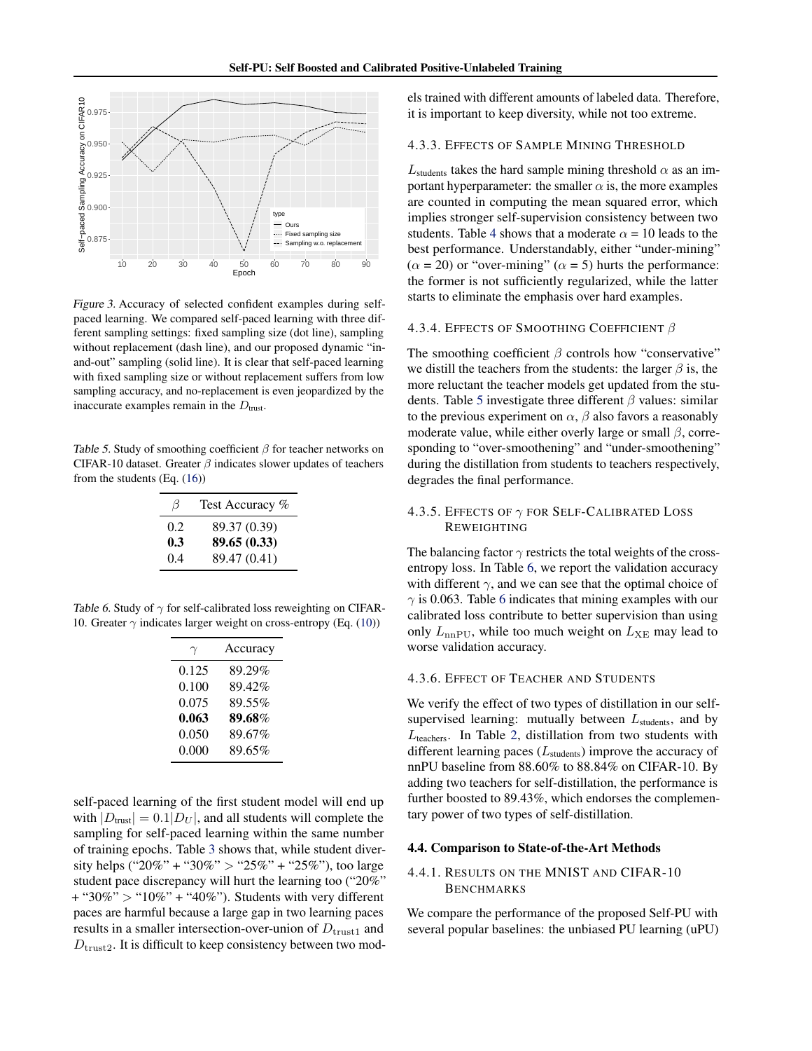Figure 3. Accuracy of selected confident examples during self-paced learning. We compared self-paced learning with three different sampling settings: fixed sampling size (dot line), sampling without replacement (dash line), and our proposed dynamic "in-and-out" sampling (solid line). It is clear that self-paced learning with fixed sampling size or without replacement suffers from low sampling accuracy, and no-replacement is even jeopardized by the inaccurate examples remain in the $D_{\text{trust}}$.

Table 5. Study of smoothing coefficient $\beta$ for teacher networks on CIFAR-10 dataset. Greater $\beta$ indicates slower updates of teachers from the students (Eq. (16))

| $\beta$ | Test Accuracy % |
|---|---|
| 0.2 | 89.37 (0.39) |
| **0.3** | **89.65 (0.33)** |
| 0.4 | 89.47 (0.41) |

Table 6. Study of $\gamma$ for self-calibrated loss reweighting on CIFAR-10. Greater $\gamma$ indicates larger weight on cross-entropy (Eq. (10))

| $\gamma$ | Accuracy |
|---|---|
| 0.125 | 89.29% |
| 0.100 | 89.42% |
| 0.075 | 89.55% |
| **0.063** | **89.68%** |
| 0.050 | 89.67% |
| 0.000 | 89.65% |

self-paced learning of the first student model will end up with $|D_{\text{trust}}| = 0.1|D_U|$, and all students will complete the sampling for self-paced learning within the same number of training epochs. Table 3 shows that, while student diversity helps ("20%" + "30%" > "25%" + "25%"), too large student pace discrepancy will hurt the learning too ("20%" + "30%" > "10%" + "40%"). Students with very different paces are harmful because a large gap in two learning paces results in a smaller intersection-over-union of $D_{\text{trust1}}$ and $D_{\text{trust2}}$. It is difficult to keep consistency between two models trained with different amounts of labeled data. Therefore, it is important to keep diversity, while not too extreme.

#### 4.3.3. Effects of Sample Mining Threshold

$L_{\text{students}}$ takes the hard sample mining threshold $\alpha$ as an important hyperparameter: the smaller $\alpha$ is, the more examples are counted in computing the mean squared error, which implies stronger self-supervision consistency between two students. Table 4 shows that a moderate $\alpha$ = 10 leads to the best performance. Understandably, either "under-mining" ($\alpha$ = 20) or "over-mining" ($\alpha$ = 5) hurts the performance: the former is not sufficiently regularized, while the latter starts to eliminate the emphasis over hard examples.

#### 4.3.4. Effects of Smoothing Coefficient $\beta$

The smoothing coefficient $\beta$ controls how "conservative" we distill the teachers from the students: the larger $\beta$ is, the more reluctant the teacher models get updated from the students. Table 5 investigate three different $\beta$ values: similar to the previous experiment on $\alpha$, $\beta$ also favors a reasonably moderate value, while either overly large or small $\beta$, corresponding to "over-smoothening" and "under-smoothening" during the distillation from students to teachers respectively, degrades the final performance.

#### 4.3.5. Effects of $\gamma$ for Self-Calibrated Loss Reweighting

The balancing factor $\gamma$ restricts the total weights of the cross-entropy loss. In Table 6, we report the validation accuracy with different $\gamma$, and we can see that the optimal choice of $\gamma$ is 0.063. Table 6 indicates that mining examples with our calibrated loss contribute to better supervision than using only $L_{\text{nnPU}}$, while too much weight on $L_{\text{XE}}$ may lead to worse validation accuracy.

#### 4.3.6. Effect of Teacher and Students

We verify the effect of two types of distillation in our self-supervised learning: mutually between $L_{\text{students}}$, and by $L_{\text{teachers}}$. In Table 2, distillation from two students with different learning paces ($L_{\text{students}}$) improve the accuracy of nnPU baseline from 88.60% to 88.84% on CIFAR-10. By adding two teachers for self-distillation, the performance is further boosted to 89.43%, which endorses the complementary power of two types of self-distillation.

### 4.4. Comparison to State-of-the-Art Methods

#### 4.4.1. Results on the MNIST and CIFAR-10 Benchmarks

We compare the performance of the proposed Self-PU with several popular baselines: the unbiased PU learning (uPU)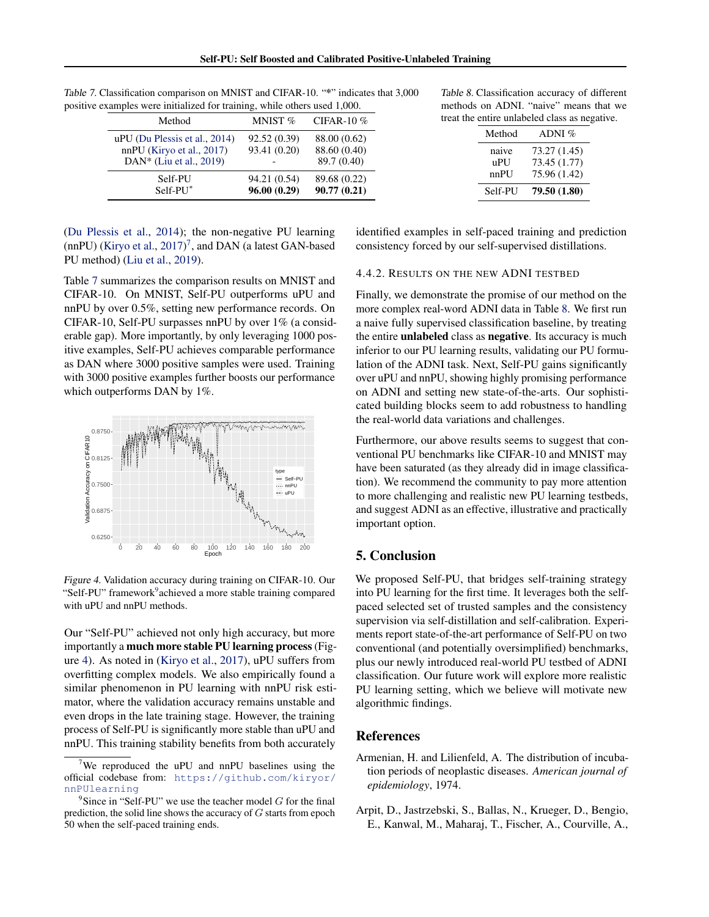Table 7. Classification comparison on MNIST and CIFAR-10. "*" indicates that 3,000 positive examples were initialized for training, while others used 1,000.

| Method | MNIST % | CIFAR-10 % |
|---|---|---|
| uPU (Du Plessis et al., 2014) | 92.52 (0.39) | 88.00 (0.62) |
| nnPU (Kiryo et al., 2017) | 93.41 (0.20) | 88.60 (0.40) |
| DAN* (Liu et al., 2019) | - | 89.7 (0.40) |
| Self-PU | 94.21 (0.54) | 89.68 (0.22) |
| Self-PU* | **96.00 (0.29)** | **90.77 (0.21)** |

Table 8. Classification accuracy of different methods on ADNI. "naive" means that we treat the entire unlabeled class as negative.

| Method | ADNI % |
|---|---|
| naive | 73.27 (1.45) |
| uPU | 73.45 (1.77) |
| nnPU | 75.96 (1.42) |
| Self-PU | **79.50 (1.80)** |

(Du Plessis et al., 2014); the non-negative PU learning (nnPU) (Kiryo et al., 2017)[7], and DAN (a latest GAN-based PU method) (Liu et al., 2019).

Table 7 summarizes the comparison results on MNIST and CIFAR-10. On MNIST, Self-PU outperforms uPU and nnPU by over 0.5%, setting new performance records. On CIFAR-10, Self-PU surpasses nnPU by over 1% (a considerable gap). More importantly, by only leveraging 1000 positive examples, Self-PU achieves comparable performance as DAN where 3000 positive samples were used. Training with 3000 positive examples further boosts our performance which outperforms DAN by 1%.

Figure 4. Validation accuracy during training on CIFAR-10. Our "Self-PU" framework[9] achieved a more stable training compared with uPU and nnPU methods.

Our "Self-PU" achieved not only high accuracy, but more importantly a **much more stable PU learning process** (Figure 4). As noted in (Kiryo et al., 2017), uPU suffers from overfitting complex models. We also empirically found a similar phenomenon in PU learning with nnPU risk estimator, where the validation accuracy remains unstable and even drops in the late training stage. However, the training process of Self-PU is significantly more stable than uPU and nnPU. This training stability benefits from both accurately identified examples in self-paced training and prediction consistency forced by our self-supervised distillations.

#### 4.4.2. Results on the New ADNI Testbed

Finally, we demonstrate the promise of our method on the more complex real-word ADNI data in Table 8. We first run a naive fully supervised classification baseline, by treating the entire **unlabeled** class as **negative**. Its accuracy is much inferior to our PU learning results, validating our PU formulation of the ADNI task. Next, Self-PU gains significantly over uPU and nnPU, showing highly promising performance on ADNI and setting new state-of-the-arts. Our sophisticated building blocks seem to add robustness to handling the real-world data variations and challenges.

Furthermore, our above results seems to suggest that conventional PU benchmarks like CIFAR-10 and MNIST may have been saturated (as they already did in image classification). We recommend the community to pay more attention to more challenging and realistic new PU learning testbeds, and suggest ADNI as an effective, illustrative and practically important option.

## 5. Conclusion

We proposed Self-PU, that bridges self-training strategy into PU learning for the first time. It leverages both the self-paced selected set of trusted samples and the consistency supervision via self-distillation and self-calibration. Experiments report state-of-the-art performance of Self-PU on two conventional (and potentially oversimplified) benchmarks, plus our newly introduced real-world PU testbed of ADNI classification. Our future work will explore more realistic PU learning setting, which we believe will motivate new algorithmic findings.

## References

Armenian, H. and Lilienfeld, A. The distribution of incubation periods of neoplastic diseases. *American journal of epidemiology*, 1974.

Arpit, D., Jastrzebski, S., Ballas, N., Krueger, D., Bengio, E., Kanwal, M., Maharaj, T., Fischer, A., Courville, A.,

[7] We reproduced the uPU and nnPU baselines using the official codebase from: https://github.com/kiryor/nnPUlearning

[9] Since in "Self-PU" we use the teacher model $G$ for the final prediction, the solid line shows the accuracy of $G$ starts from epoch 50 when the self-paced training ends.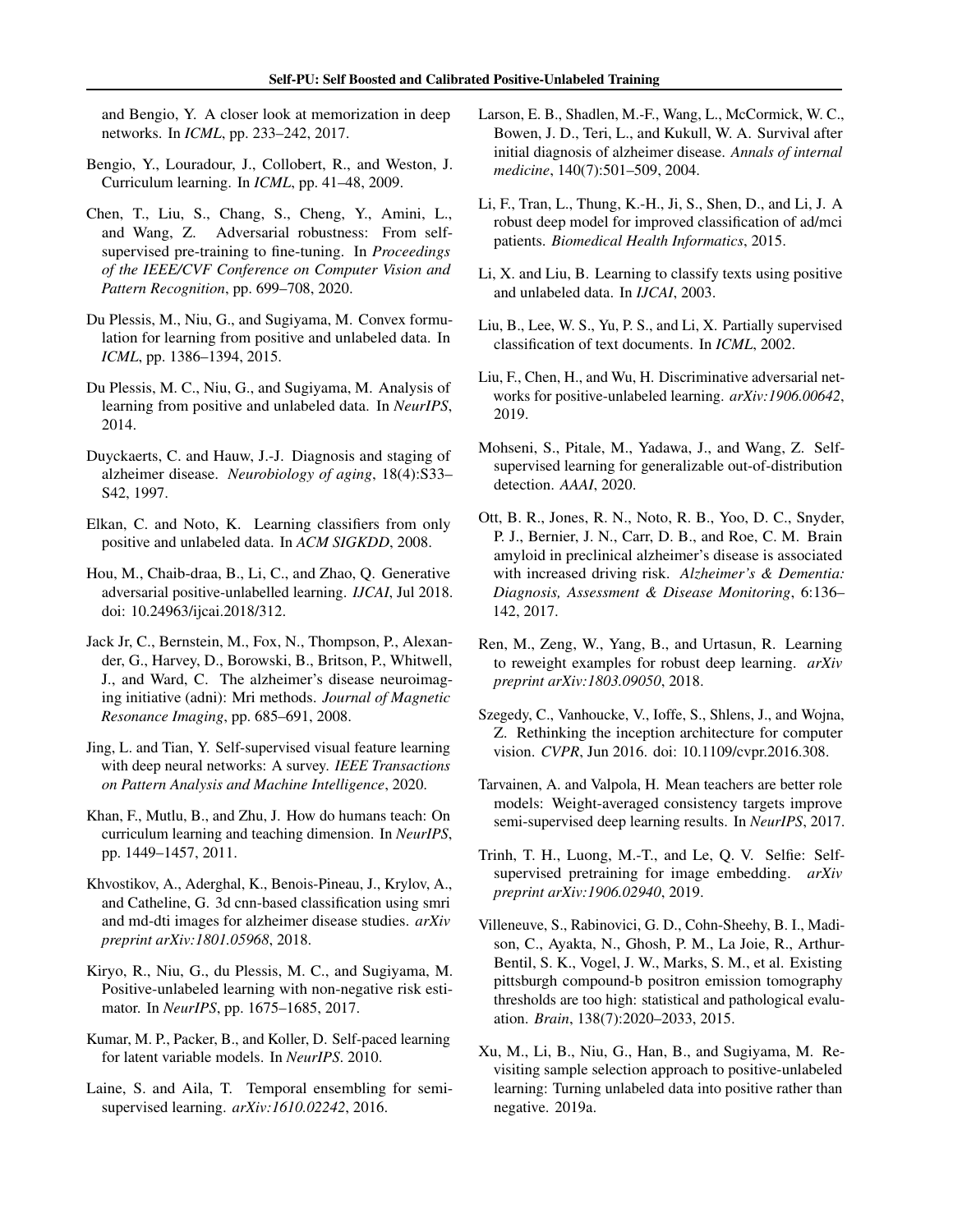and Bengio, Y. A closer look at memorization in deep networks. In *ICML*, pp. 233–242, 2017.

Bengio, Y., Louradour, J., Collobert, R., and Weston, J. Curriculum learning. In *ICML*, pp. 41–48, 2009.

Chen, T., Liu, S., Chang, S., Cheng, Y., Amini, L., and Wang, Z. Adversarial robustness: From self-supervised pre-training to fine-tuning. In *Proceedings of the IEEE/CVF Conference on Computer Vision and Pattern Recognition*, pp. 699–708, 2020.

Du Plessis, M., Niu, G., and Sugiyama, M. Convex formulation for learning from positive and unlabeled data. In *ICML*, pp. 1386–1394, 2015.

Du Plessis, M. C., Niu, G., and Sugiyama, M. Analysis of learning from positive and unlabeled data. In *NeurIPS*, 2014.

Duyckaerts, C. and Hauw, J.-J. Diagnosis and staging of alzheimer disease. *Neurobiology of aging*, 18(4):S33–S42, 1997.

Elkan, C. and Noto, K. Learning classifiers from only positive and unlabeled data. In *ACM SIGKDD*, 2008.

Hou, M., Chaib-draa, B., Li, C., and Zhao, Q. Generative adversarial positive-unlabelled learning. *IJCAI*, Jul 2018. doi: 10.24963/ijcai.2018/312.

Jack Jr, C., Bernstein, M., Fox, N., Thompson, P., Alexander, G., Harvey, D., Borowski, B., Britson, P., Whitwell, J., and Ward, C. The alzheimer's disease neuroimaging initiative (adni): Mri methods. *Journal of Magnetic Resonance Imaging*, pp. 685–691, 2008.

Jing, L. and Tian, Y. Self-supervised visual feature learning with deep neural networks: A survey. *IEEE Transactions on Pattern Analysis and Machine Intelligence*, 2020.

Khan, F., Mutlu, B., and Zhu, J. How do humans teach: On curriculum learning and teaching dimension. In *NeurIPS*, pp. 1449–1457, 2011.

Khvostikov, A., Aderghal, K., Benois-Pineau, J., Krylov, A., and Catheline, G. 3d cnn-based classification using smri and md-dti images for alzheimer disease studies. *arXiv preprint arXiv:1801.05968*, 2018.

Kiryo, R., Niu, G., du Plessis, M. C., and Sugiyama, M. Positive-unlabeled learning with non-negative risk estimator. In *NeurIPS*, pp. 1675–1685, 2017.

Kumar, M. P., Packer, B., and Koller, D. Self-paced learning for latent variable models. In *NeurIPS*. 2010.

Laine, S. and Aila, T. Temporal ensembling for semi-supervised learning. *arXiv:1610.02242*, 2016.

Larson, E. B., Shadlen, M.-F., Wang, L., McCormick, W. C., Bowen, J. D., Teri, L., and Kukull, W. A. Survival after initial diagnosis of alzheimer disease. *Annals of internal medicine*, 140(7):501–509, 2004.

Li, F., Tran, L., Thung, K.-H., Ji, S., Shen, D., and Li, J. A robust deep model for improved classification of ad/mci patients. *Biomedical Health Informatics*, 2015.

Li, X. and Liu, B. Learning to classify texts using positive and unlabeled data. In *IJCAI*, 2003.

Liu, B., Lee, W. S., Yu, P. S., and Li, X. Partially supervised classification of text documents. In *ICML*, 2002.

Liu, F., Chen, H., and Wu, H. Discriminative adversarial networks for positive-unlabeled learning. *arXiv:1906.00642*, 2019.

Mohseni, S., Pitale, M., Yadawa, J., and Wang, Z. Self-supervised learning for generalizable out-of-distribution detection. *AAAI*, 2020.

Ott, B. R., Jones, R. N., Noto, R. B., Yoo, D. C., Snyder, P. J., Bernier, J. N., Carr, D. B., and Roe, C. M. Brain amyloid in preclinical alzheimer's disease is associated with increased driving risk. *Alzheimer's & Dementia: Diagnosis, Assessment & Disease Monitoring*, 6:136–142, 2017.

Ren, M., Zeng, W., Yang, B., and Urtasun, R. Learning to reweight examples for robust deep learning. *arXiv preprint arXiv:1803.09050*, 2018.

Szegedy, C., Vanhoucke, V., Ioffe, S., Shlens, J., and Wojna, Z. Rethinking the inception architecture for computer vision. *CVPR*, Jun 2016. doi: 10.1109/cvpr.2016.308.

Tarvainen, A. and Valpola, H. Mean teachers are better role models: Weight-averaged consistency targets improve semi-supervised deep learning results. In *NeurIPS*, 2017.

Trinh, T. H., Luong, M.-T., and Le, Q. V. Selfie: Self-supervised pretraining for image embedding. *arXiv preprint arXiv:1906.02940*, 2019.

Villeneuve, S., Rabinovici, G. D., Cohn-Sheehy, B. I., Madison, C., Ayakta, N., Ghosh, P. M., La Joie, R., Arthur-Bentil, S. K., Vogel, J. W., Marks, S. M., et al. Existing pittsburgh compound-b positron emission tomography thresholds are too high: statistical and pathological evaluation. *Brain*, 138(7):2020–2033, 2015.

Xu, M., Li, B., Niu, G., Han, B., and Sugiyama, M. Revisiting sample selection approach to positive-unlabeled learning: Turning unlabeled data into positive rather than negative. 2019a.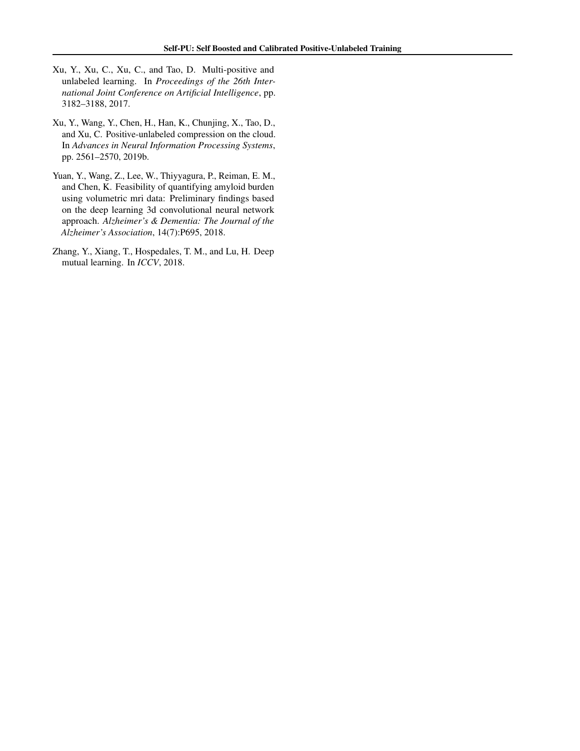Xu, Y., Xu, C., Xu, C., and Tao, D. Multi-positive and unlabeled learning. In *Proceedings of the 26th International Joint Conference on Artificial Intelligence*, pp. 3182–3188, 2017.

Xu, Y., Wang, Y., Chen, H., Han, K., Chunjing, X., Tao, D., and Xu, C. Positive-unlabeled compression on the cloud. In *Advances in Neural Information Processing Systems*, pp. 2561–2570, 2019b.

Yuan, Y., Wang, Z., Lee, W., Thiyyagura, P., Reiman, E. M., and Chen, K. Feasibility of quantifying amyloid burden using volumetric mri data: Preliminary findings based on the deep learning 3d convolutional neural network approach. *Alzheimer's & Dementia: The Journal of the Alzheimer's Association*, 14(7):P695, 2018.

Zhang, Y., Xiang, T., Hospedales, T. M., and Lu, H. Deep mutual learning. In *ICCV*, 2018.